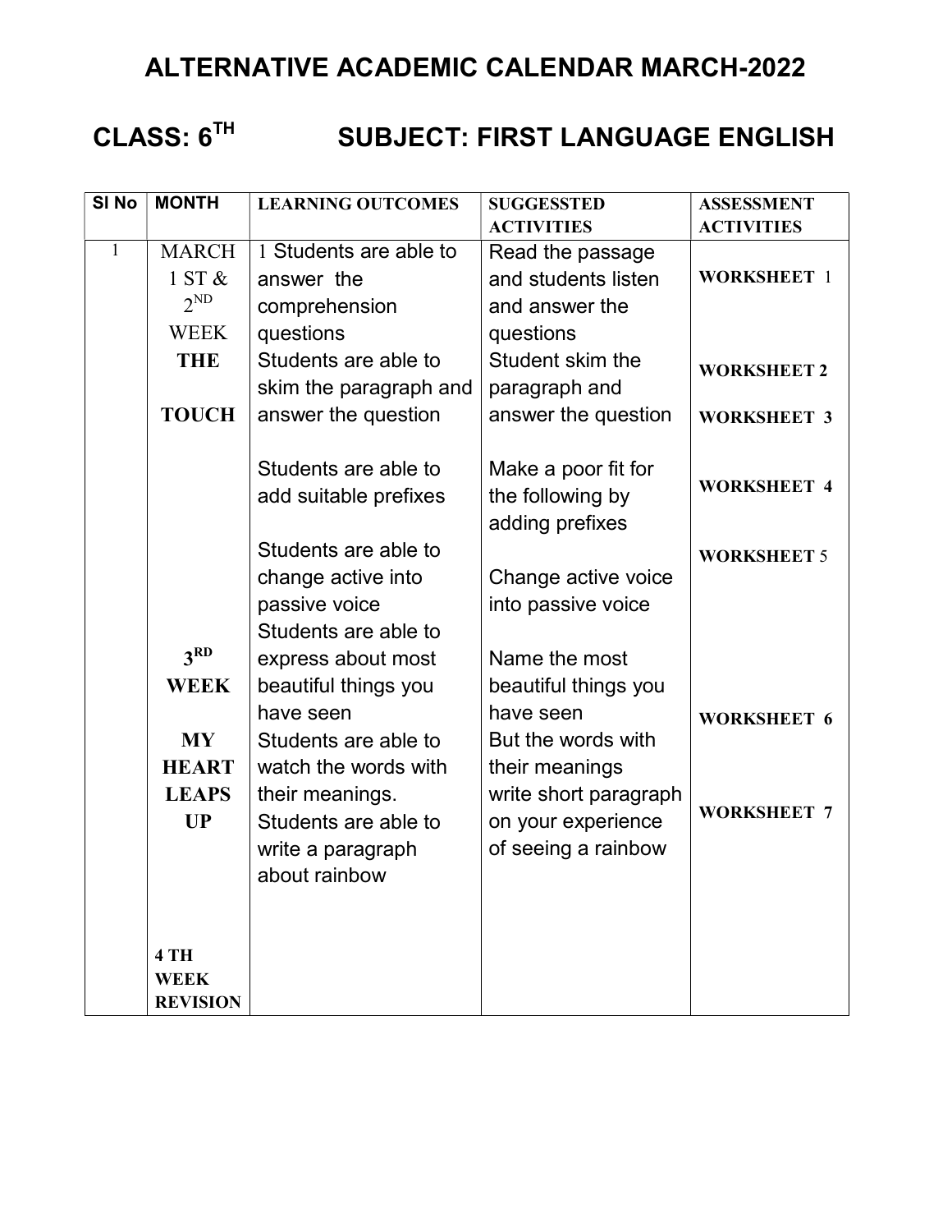# ALTERNATIVE ACADEMIC CALENDAR MARCH-2022

## CLASS: 6TH SUBJECT: FIRST LANGUAGE ENGLISH

| Sl No | MONTH | LEARNING OUTCOMES | SUGGESSTED ACTIVITIES | ASSESSMENT ACTIVITIES |
|---|---|---|---|---|
| 1 | MARCH 1 ST & 2ND WEEK **THE TOUCH** | 1 Students are able to answer the comprehension questions<br>Students are able to skim the paragraph and answer the question<br>Students are able to add suitable prefixes<br>Students are able to change active into passive voice | Read the passage and students listen and answer the questions<br>Student skim the paragraph and answer the question<br>Make a poor fit for the following by adding prefixes<br>Change active voice into passive voice | **WORKSHEET 1**<br>**WORKSHEET 2**<br>**WORKSHEET 3**<br>**WORKSHEET 4**<br>**WORKSHEET 5** |
| | **3RD WEEK** **MY HEART LEAPS UP** | Students are able to express about most beautiful things you have seen<br>Students are able to watch the words with their meanings.<br>Students are able to write a paragraph about rainbow | Name the most beautiful things you have seen<br>But the words with their meanings<br>write short paragraph on your experience of seeing a rainbow | **WORKSHEET 6**<br>**WORKSHEET 7** |
| | **4 TH WEEK REVISION** | | | |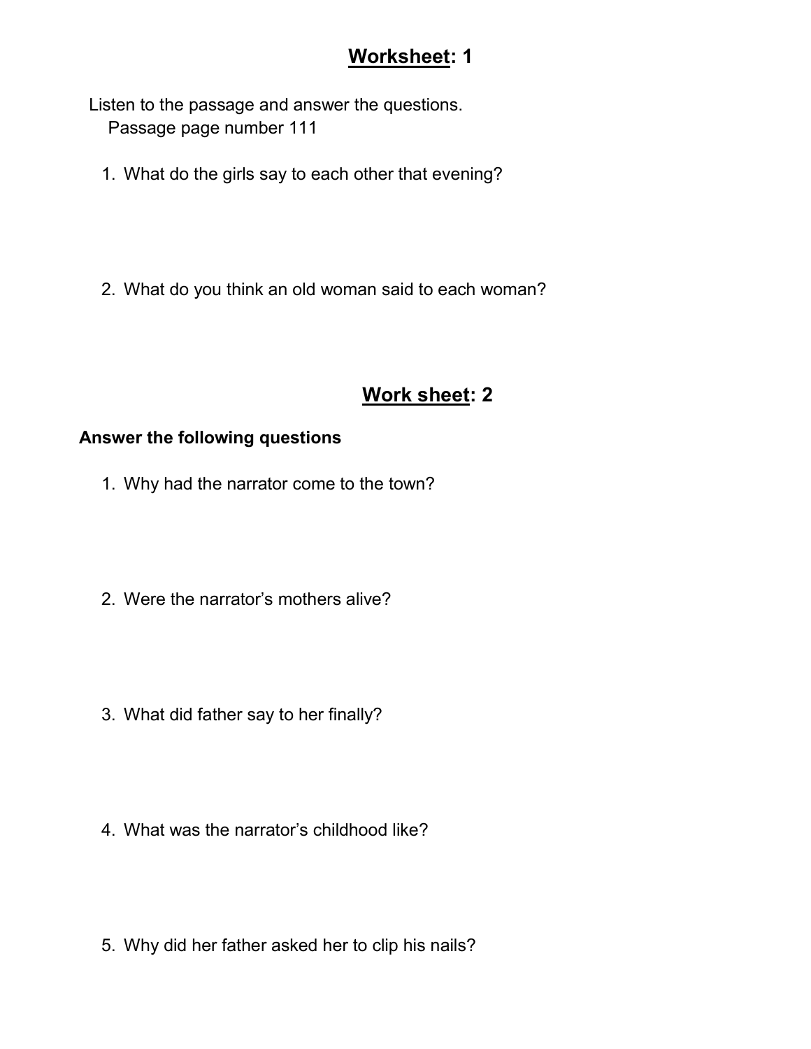## <u>Worksheet</u>: 1

Listen to the passage and answer the questions.
Passage page number 111

1. What do the girls say to each other that evening?

2. What do you think an old woman said to each woman?

## <u>Work sheet</u>: 2

**Answer the following questions**

1. Why had the narrator come to the town?

2. Were the narrator's mothers alive?

3. What did father say to her finally?

4. What was the narrator's childhood like?

5. Why did her father asked her to clip his nails?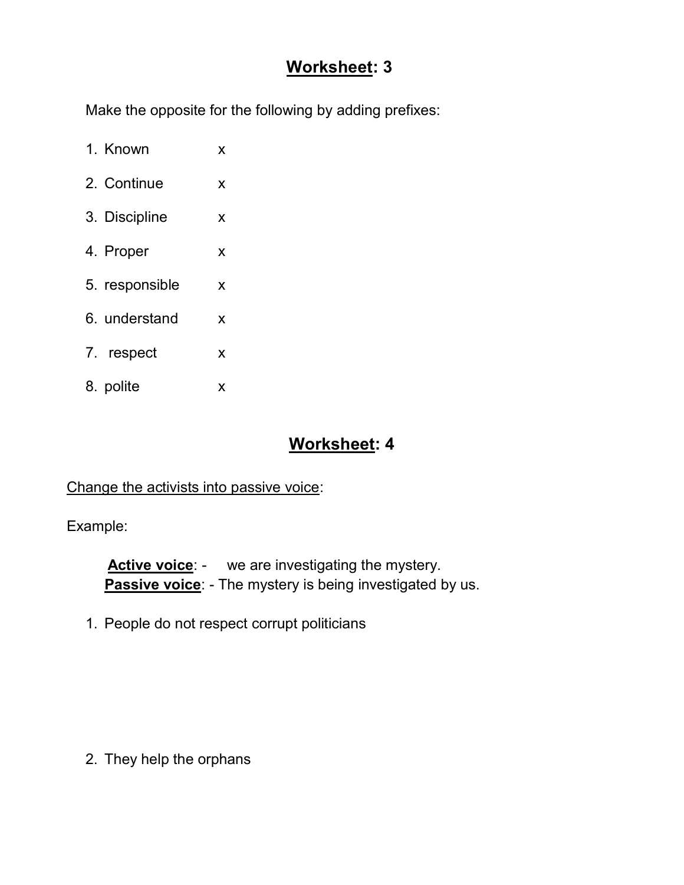## **Worksheet: 3**

Make the opposite for the following by adding prefixes:

1. Known x
2. Continue x
3. Discipline x
4. Proper x
5. responsible x
6. understand x
7. respect x
8. polite x

## **Worksheet: 4**

Change the activists into passive voice:

Example:

**Active voice**: - we are investigating the mystery.
**Passive voice**: - The mystery is being investigated by us.

1. People do not respect corrupt politicians

2. They help the orphans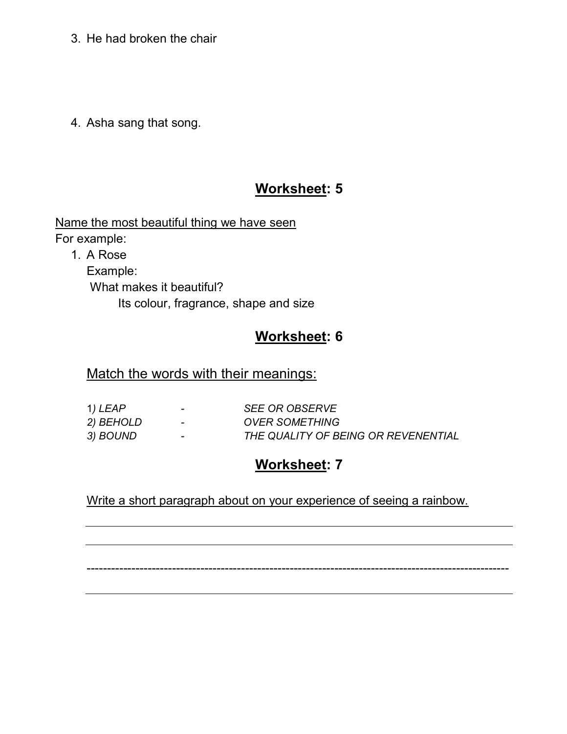3. He had broken the chair

4. Asha sang that song.

## **Worksheet: 5**

Name the most beautiful thing we have seen

For example:

1. A Rose

   Example:

   What makes it beautiful?

   Its colour, fragrance, shape and size

## **Worksheet: 6**

Match the words with their meanings:

| | | |
|---|---|---|
| *1) LEAP* | - | *SEE OR OBSERVE* |
| *2) BEHOLD* | - | *OVER SOMETHING* |
| *3) BOUND* | - | *THE QUALITY OF BEING OR REVENENTIAL* |

## **Worksheet: 7**

Write a short paragraph about on your experience of seeing a rainbow.

---

---

---------------------------------------------------------------------------------------------------------

---